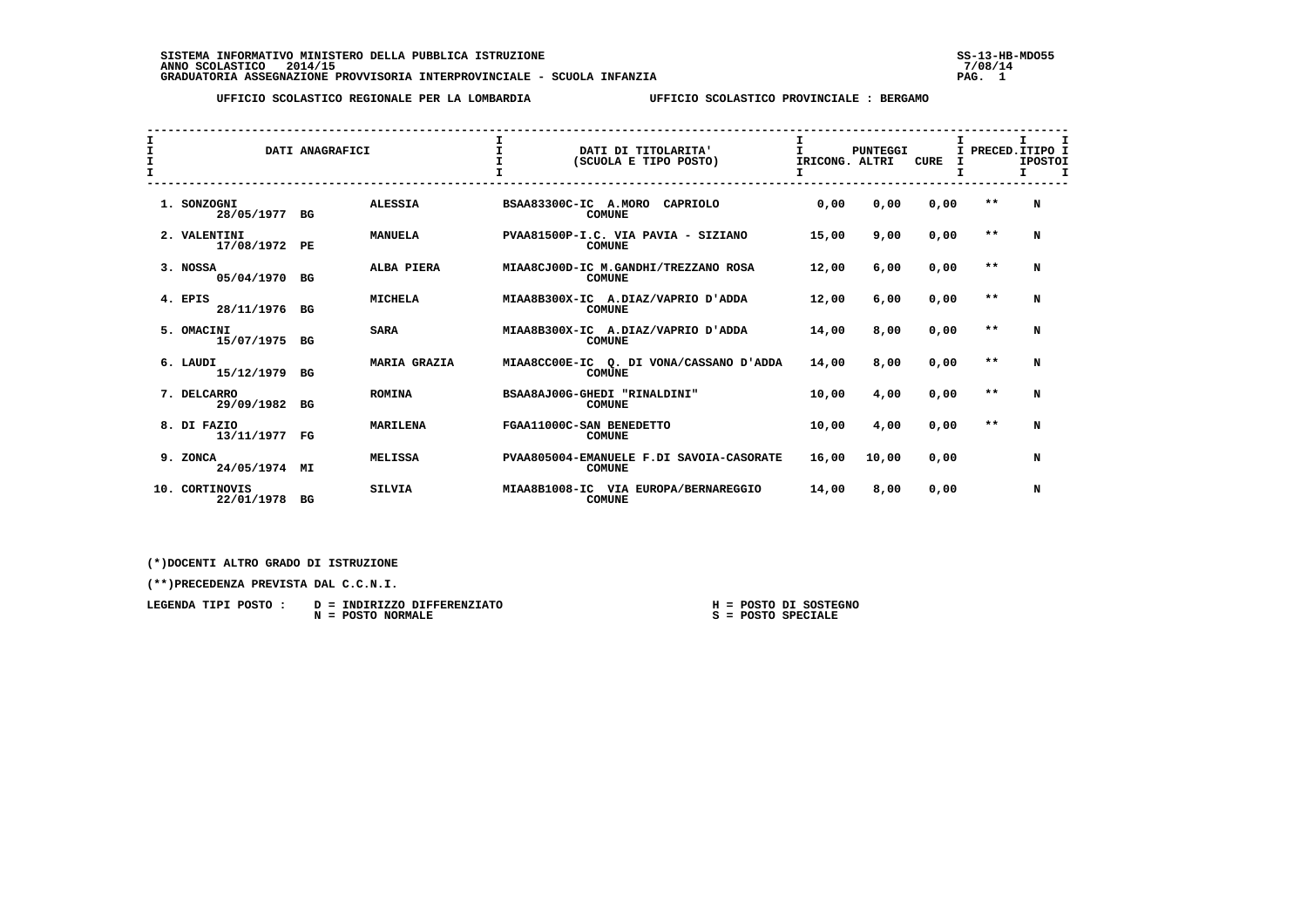SISTEMA INFORMATIVO MINISTERO DELLA PUBBLICA ISTRUZIONE
ANNO SCOLASTICO 2014/15
GRADUATORIA ASSEGNAZIONE PROVVISORIA INTERPROVINCIALE - SCUOLA INFANZIA

SS-13-HB-MDO55
7/08/14

UFFICIO SCOLASTICO REGIONALE PER LA LOMBARDIA — UFFICIO SCOLASTICO PROVINCIALE : BERGAMO

| DATI ANAGRAFICI | | | DATI DI TITOLARITA' (SCUOLA E TIPO POSTO) | PUNTEGGI IRICONG. | ALTRI | CURE | PRECED. | TIPO POSTO |
|---|---|---|---|---|---|---|---|---|
| 1. SONZOGNI 28/05/1977 | BG | ALESSIA | BSAA83300C-IC A.MORO CAPRIOLO COMUNE | 0,00 | 0,00 | 0,00 | ** | N |
| 2. VALENTINI 17/08/1972 | PE | MANUELA | PVAA81500P-I.C. VIA PAVIA - SIZIANO COMUNE | 15,00 | 9,00 | 0,00 | ** | N |
| 3. NOSSA 05/04/1970 | BG | ALBA PIERA | MIAA8CJ00D-IC M.GANDHI/TREZZANO ROSA COMUNE | 12,00 | 6,00 | 0,00 | ** | N |
| 4. EPIS 28/11/1976 | BG | MICHELA | MIAA8B300X-IC A.DIAZ/VAPRIO D'ADDA COMUNE | 12,00 | 6,00 | 0,00 | ** | N |
| 5. OMACINI 15/07/1975 | BG | SARA | MIAA8B300X-IC A.DIAZ/VAPRIO D'ADDA COMUNE | 14,00 | 8,00 | 0,00 | ** | N |
| 6. LAUDI 15/12/1979 | BG | MARIA GRAZIA | MIAA8CC00E-IC Q. DI VONA/CASSANO D'ADDA COMUNE | 14,00 | 8,00 | 0,00 | ** | N |
| 7. DELCARRO 29/09/1982 | BG | ROMINA | BSAA8AJ00G-GHEDI "RINALDINI" COMUNE | 10,00 | 4,00 | 0,00 | ** | N |
| 8. DI FAZIO 13/11/1977 | FG | MARILENA | FGAA11000C-SAN BENEDETTO COMUNE | 10,00 | 4,00 | 0,00 | ** | N |
| 9. ZONCA 24/05/1974 | MI | MELISSA | PVAA805004-EMANUELE F.DI SAVOIA-CASORATE COMUNE | 16,00 | 10,00 | 0,00 | | N |
| 10. CORTINOVIS 22/01/1978 | BG | SILVIA | MIAA8B1008-IC VIA EUROPA/BERNAREGGIO COMUNE | 14,00 | 8,00 | 0,00 | | N |

(*)DOCENTI ALTRO GRADO DI ISTRUZIONE

(**)PRECEDENZA PREVISTA DAL C.C.N.I.

LEGENDA TIPI POSTO : D = INDIRIZZO DIFFERENZIATO — H = POSTO DI SOSTEGNO — N = POSTO NORMALE — S = POSTO SPECIALE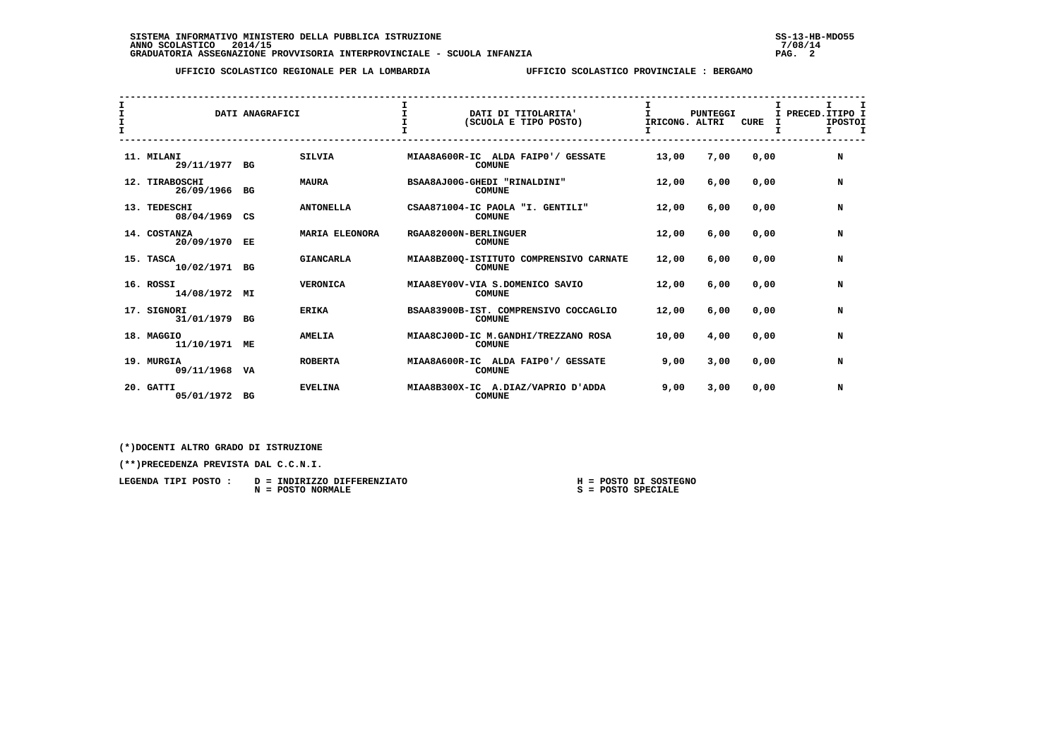SISTEMA INFORMATIVO MINISTERO DELLA PUBBLICA ISTRUZIONE
ANNO SCOLASTICO 2014/15
GRADUATORIA ASSEGNAZIONE PROVVISORIA INTERPROVINCIALE - SCUOLA INFANZIA

SS-13-HB-MDO55
7/08/14

UFFICIO SCOLASTICO REGIONALE PER LA LOMBARDIA — UFFICIO SCOLASTICO PROVINCIALE : BERGAMO

| DATI ANAGRAFICI | | | DATI DI TITOLARITA' (SCUOLA E TIPO POSTO) | PUNTEGGI RICONG. | ALTRI | CURE | PRECED. | TIPO POSTO |
|---|---|---|---|---|---|---|---|---|
| 11. MILANI 29/11/1977 | BG | SILVIA | MIAA8A600R-IC ALDA FAIP0'/ GESSATE COMUNE | 13,00 | 7,00 | 0,00 | | N |
| 12. TIRABOSCHI 26/09/1966 | BG | MAURA | BSAA8AJ00G-GHEDI "RINALDINI" COMUNE | 12,00 | 6,00 | 0,00 | | N |
| 13. TEDESCHI 08/04/1969 | CS | ANTONELLA | CSAA871004-IC PAOLA "I. GENTILI" COMUNE | 12,00 | 6,00 | 0,00 | | N |
| 14. COSTANZA 20/09/1970 | EE | MARIA ELEONORA | RGAA82000N-BERLINGUER COMUNE | 12,00 | 6,00 | 0,00 | | N |
| 15. TASCA 10/02/1971 | BG | GIANCARLA | MIAA8BZ00Q-ISTITUTO COMPRENSIVO CARNATE COMUNE | 12,00 | 6,00 | 0,00 | | N |
| 16. ROSSI 14/08/1972 | MI | VERONICA | MIAA8EY00V-VIA S.DOMENICO SAVIO COMUNE | 12,00 | 6,00 | 0,00 | | N |
| 17. SIGNORI 31/01/1979 | BG | ERIKA | BSAA83900B-IST. COMPRENSIVO COCCAGLIO COMUNE | 12,00 | 6,00 | 0,00 | | N |
| 18. MAGGIO 11/10/1971 | ME | AMELIA | MIAA8CJ00D-IC M.GANDHI/TREZZANO ROSA COMUNE | 10,00 | 4,00 | 0,00 | | N |
| 19. MURGIA 09/11/1968 | VA | ROBERTA | MIAA8A600R-IC ALDA FAIP0'/ GESSATE COMUNE | 9,00 | 3,00 | 0,00 | | N |
| 20. GATTI 05/01/1972 | BG | EVELINA | MIAA8B300X-IC A.DIAZ/VAPRIO D'ADDA COMUNE | 9,00 | 3,00 | 0,00 | | N |

(*)DOCENTI ALTRO GRADO DI ISTRUZIONE

(**)PRECEDENZA PREVISTA DAL C.C.N.I.

LEGENDA TIPI POSTO :
D = INDIRIZZO DIFFERENZIATO
N = POSTO NORMALE
H = POSTO DI SOSTEGNO
S = POSTO SPECIALE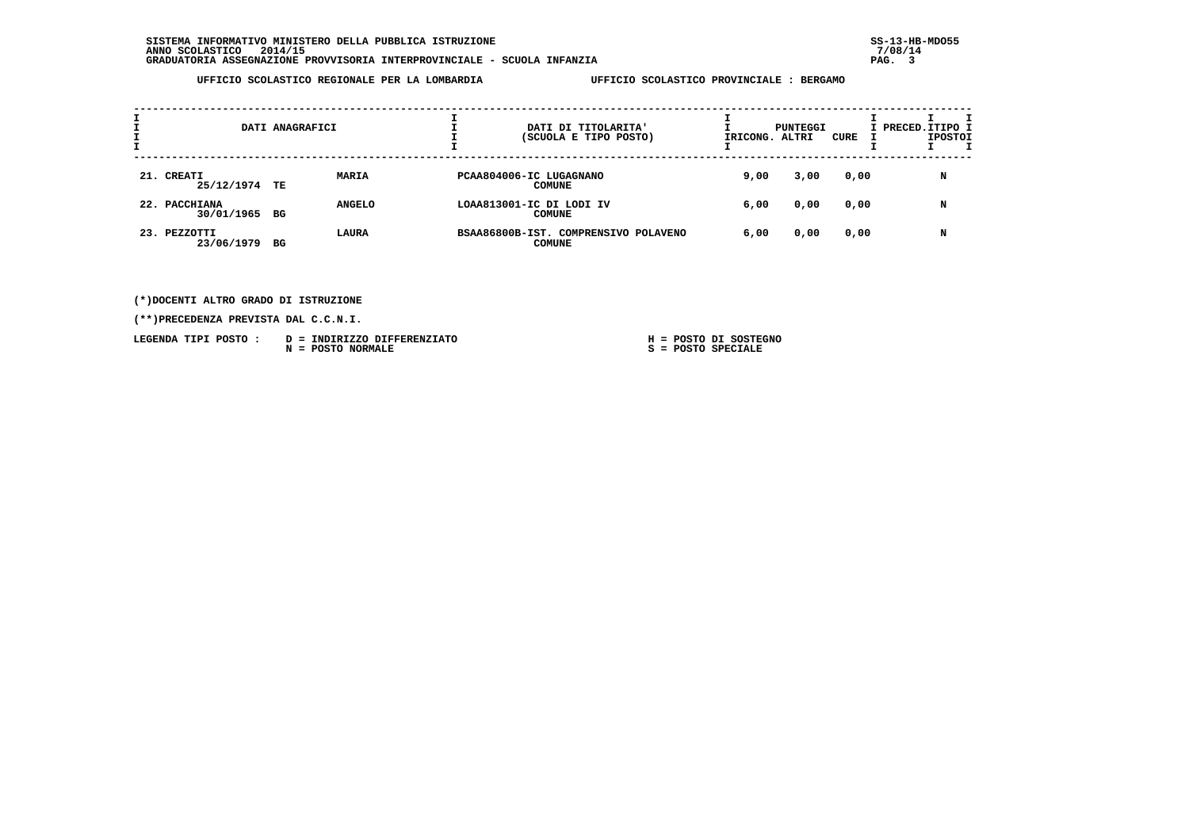SISTEMA INFORMATIVO MINISTERO DELLA PUBBLICA ISTRUZIONE
ANNO SCOLASTICO 2014/15
GRADUATORIA ASSEGNAZIONE PROVVISORIA INTERPROVINCIALE - SCUOLA INFANZIA

UFFICIO SCOLASTICO REGIONALE PER LA LOMBARDIA — UFFICIO SCOLASTICO PROVINCIALE : BERGAMO

| DATI ANAGRAFICI | | | DATI DI TITOLARITA' (SCUOLA E TIPO POSTO) | PUNTEGGI RICONG. | ALTRI | CURE | PRECED. | TIPO POSTO |
|---|---|---|---|---|---|---|---|---|
| 21. CREATI 25/12/1974 | TE | MARIA | PCAA804006-IC LUGAGNANO COMUNE | 9,00 | 3,00 | 0,00 | | N |
| 22. PACCHIANA 30/01/1965 | BG | ANGELO | LOAA813001-IC DI LODI IV COMUNE | 6,00 | 0,00 | 0,00 | | N |
| 23. PEZZOTTI 23/06/1979 | BG | LAURA | BSAA86800B-IST. COMPRENSIVO POLAVENO COMUNE | 6,00 | 0,00 | 0,00 | | N |

(*)DOCENTI ALTRO GRADO DI ISTRUZIONE

(**)PRECEDENZA PREVISTA DAL C.C.N.I.

LEGENDA TIPI POSTO :
D = INDIRIZZO DIFFERENZIATO
N = POSTO NORMALE
H = POSTO DI SOSTEGNO
S = POSTO SPECIALE